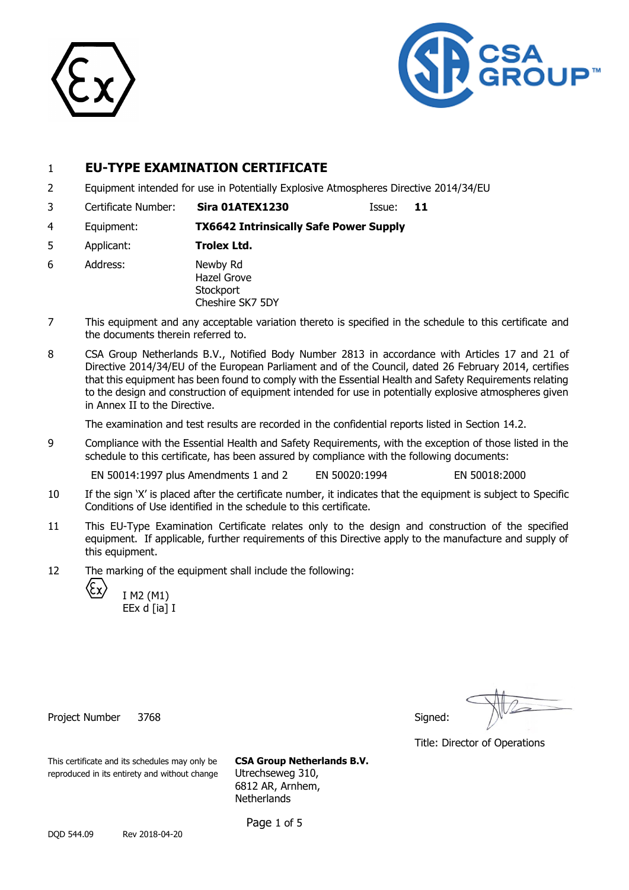# 1 EU-TYPE EXAMINATION CERTIFICATE

2 Equipment intended for use in Potentially Explosive Atmospheres Directive 2014/34/EU

3 Certificate Number: **Sira 01ATEX1230** Issue: **11**

4 Equipment: **TX6642 Intrinsically Safe Power Supply**

5 Applicant: **Trolex Ltd.**

6 Address: Newby Rd
Hazel Grove
Stockport
Cheshire SK7 5DY

7 This equipment and any acceptable variation thereto is specified in the schedule to this certificate and the documents therein referred to.

8 CSA Group Netherlands B.V., Notified Body Number 2813 in accordance with Articles 17 and 21 of Directive 2014/34/EU of the European Parliament and of the Council, dated 26 February 2014, certifies that this equipment has been found to comply with the Essential Health and Safety Requirements relating to the design and construction of equipment intended for use in potentially explosive atmospheres given in Annex II to the Directive.

The examination and test results are recorded in the confidential reports listed in Section 14.2.

9 Compliance with the Essential Health and Safety Requirements, with the exception of those listed in the schedule to this certificate, has been assured by compliance with the following documents:

EN 50014:1997 plus Amendments 1 and 2 EN 50020:1994 EN 50018:2000

10 If the sign 'X' is placed after the certificate number, it indicates that the equipment is subject to Specific Conditions of Use identified in the schedule to this certificate.

11 This EU-Type Examination Certificate relates only to the design and construction of the specified equipment. If applicable, further requirements of this Directive apply to the manufacture and supply of this equipment.

12 The marking of the equipment shall include the following:

Ex I M2 (M1)
EEx d [ia] I

Project Number 3768

Signed:

Title: Director of Operations

This certificate and its schedules may only be reproduced in its entirety and without change

**CSA Group Netherlands B.V.**
Utrechseweg 310,
6812 AR, Arnhem,
Netherlands

DQD 544.09 Rev 2018-04-20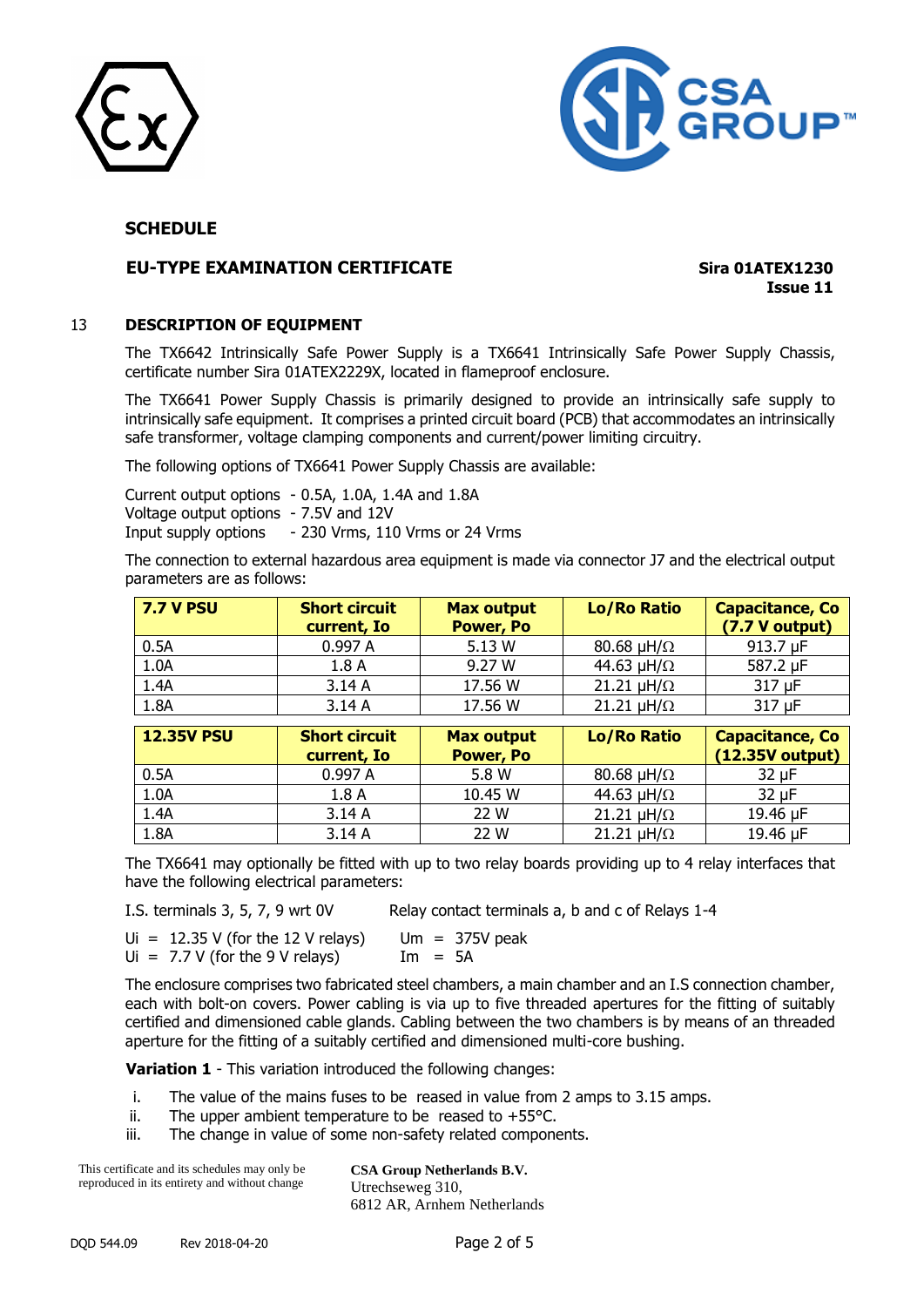**SCHEDULE**

**EU-TYPE EXAMINATION CERTIFICATE** **Sira 01ATEX1230**
**Issue 11**

## 13 DESCRIPTION OF EQUIPMENT

The TX6642 Intrinsically Safe Power Supply is a TX6641 Intrinsically Safe Power Supply Chassis, certificate number Sira 01ATEX2229X, located in flameproof enclosure.

The TX6641 Power Supply Chassis is primarily designed to provide an intrinsically safe supply to intrinsically safe equipment. It comprises a printed circuit board (PCB) that accommodates an intrinsically safe transformer, voltage clamping components and current/power limiting circuitry.

The following options of TX6641 Power Supply Chassis are available:

Current output options - 0.5A, 1.0A, 1.4A and 1.8A
Voltage output options - 7.5V and 12V
Input supply options - 230 Vrms, 110 Vrms or 24 Vrms

The connection to external hazardous area equipment is made via connector J7 and the electrical output parameters are as follows:

| 7.7 V PSU | Short circuit current, Io | Max output Power, Po | Lo/Ro Ratio | Capacitance, Co (7.7 V output) |
|---|---|---|---|---|
| 0.5A | 0.997 A | 5.13 W | 80.68 μH/Ω | 913.7 μF |
| 1.0A | 1.8 A | 9.27 W | 44.63 μH/Ω | 587.2 μF |
| 1.4A | 3.14 A | 17.56 W | 21.21 μH/Ω | 317 μF |
| 1.8A | 3.14 A | 17.56 W | 21.21 μH/Ω | 317 μF |

| 12.35V PSU | Short circuit current, Io | Max output Power, Po | Lo/Ro Ratio | Capacitance, Co (12.35V output) |
|---|---|---|---|---|
| 0.5A | 0.997 A | 5.8 W | 80.68 μH/Ω | 32 μF |
| 1.0A | 1.8 A | 10.45 W | 44.63 μH/Ω | 32 μF |
| 1.4A | 3.14 A | 22 W | 21.21 μH/Ω | 19.46 μF |
| 1.8A | 3.14 A | 22 W | 21.21 μH/Ω | 19.46 μF |

The TX6641 may optionally be fitted with up to two relay boards providing up to 4 relay interfaces that have the following electrical parameters:

I.S. terminals 3, 5, 7, 9 wrt 0V

$U_i$ = 12.35 V (for the 12 V relays)
$U_i$ = 7.7 V (for the 9 V relays)

Relay contact terminals a, b and c of Relays 1-4

$U_m$ = 375V peak
$I_m$ = 5A

The enclosure comprises two fabricated steel chambers, a main chamber and an I.S connection chamber, each with bolt-on covers. Power cabling is via up to five threaded apertures for the fitting of suitably certified and dimensioned cable glands. Cabling between the two chambers is by means of an threaded aperture for the fitting of a suitably certified and dimensioned multi-core bushing.

**Variation 1** - This variation introduced the following changes:

i. The value of the mains fuses to be reased in value from 2 amps to 3.15 amps.
ii. The upper ambient temperature to be reased to +55°C.
iii. The change in value of some non-safety related components.

This certificate and its schedules may only be reproduced in its entirety and without change

**CSA Group Netherlands B.V.**
Utrechseweg 310,
6812 AR, Arnhem Netherlands

DQD 544.09 Rev 2018-04-20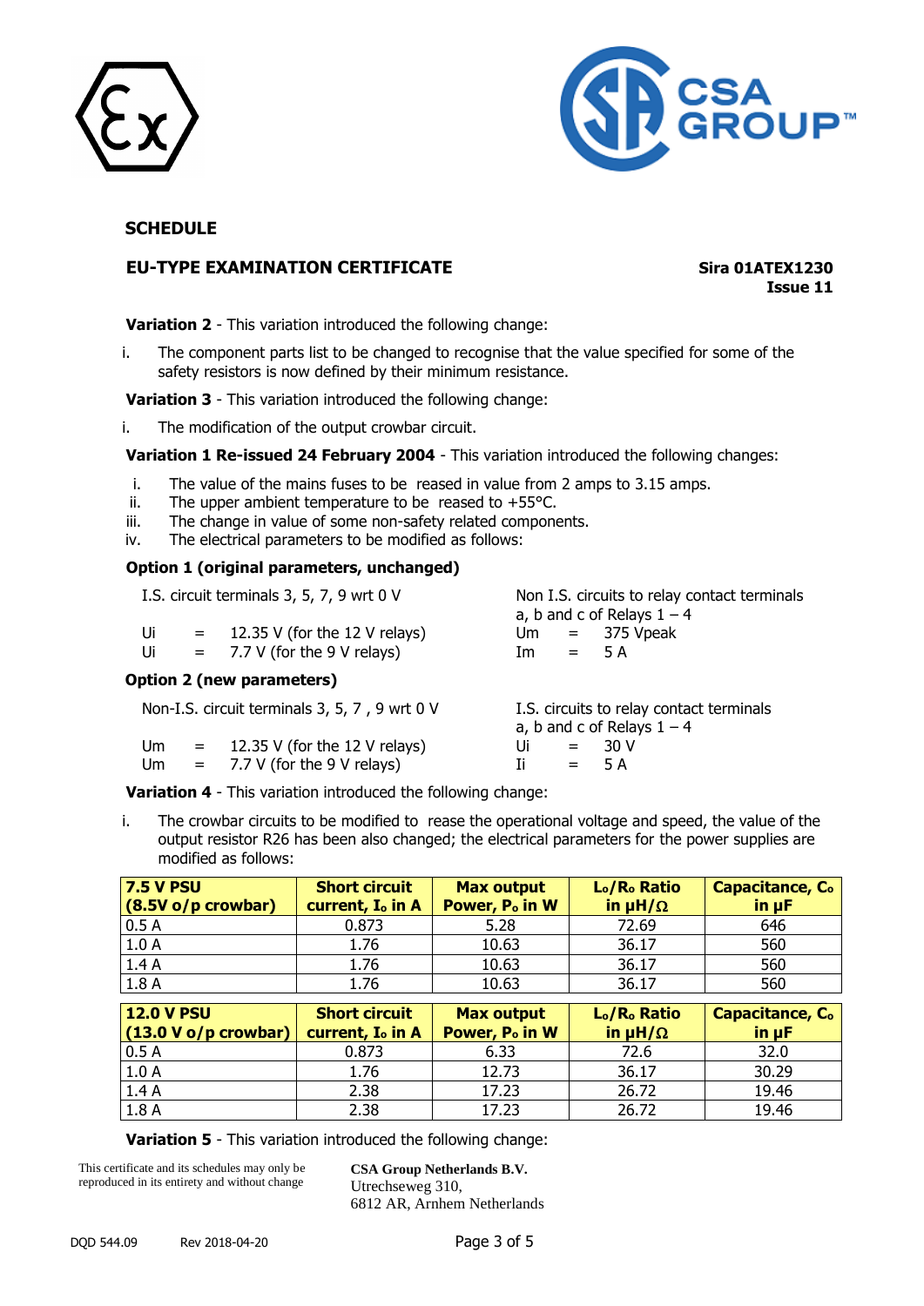**SCHEDULE**

**EU-TYPE EXAMINATION CERTIFICATE** **Sira 01ATEX1230**
**Issue 11**

**Variation 2** - This variation introduced the following change:

i. The component parts list to be changed to recognise that the value specified for some of the safety resistors is now defined by their minimum resistance.

**Variation 3** - This variation introduced the following change:

i. The modification of the output crowbar circuit.

**Variation 1 Re-issued 24 February 2004** - This variation introduced the following changes:

i. The value of the mains fuses to be reased in value from 2 amps to 3.15 amps.
ii. The upper ambient temperature to be reased to +55°C.
iii. The change in value of some non-safety related components.
iv. The electrical parameters to be modified as follows:

**Option 1 (original parameters, unchanged)**

I.S. circuit terminals 3, 5, 7, 9 wrt 0 V

Ui = 12.35 V (for the 12 V relays)
Ui = 7.7 V (for the 9 V relays)

Non I.S. circuits to relay contact terminals a, b and c of Relays 1 – 4

Um = 375 Vpeak
Im = 5 A

**Option 2 (new parameters)**

Non-I.S. circuit terminals 3, 5, 7 , 9 wrt 0 V

Um = 12.35 V (for the 12 V relays)
Um = 7.7 V (for the 9 V relays)

I.S. circuits to relay contact terminals a, b and c of Relays 1 – 4

Ui = 30 V
Ii = 5 A

**Variation 4** - This variation introduced the following change:

i. The crowbar circuits to be modified to rease the operational voltage and speed, the value of the output resistor R26 has been also changed; the electrical parameters for the power supplies are modified as follows:

| 7.5 V PSU (8.5V o/p crowbar) | Short circuit current, $I_o$ in A | Max output Power, $P_o$ in W | $L_o/R_o$ Ratio in μH/Ω | Capacitance, $C_o$ in μF |
|---|---|---|---|---|
| 0.5 A | 0.873 | 5.28 | 72.69 | 646 |
| 1.0 A | 1.76 | 10.63 | 36.17 | 560 |
| 1.4 A | 1.76 | 10.63 | 36.17 | 560 |
| 1.8 A | 1.76 | 10.63 | 36.17 | 560 |

| 12.0 V PSU (13.0 V o/p crowbar) | Short circuit current, $I_o$ in A | Max output Power, $P_o$ in W | $L_o/R_o$ Ratio in μH/Ω | Capacitance, $C_o$ in μF |
|---|---|---|---|---|
| 0.5 A | 0.873 | 6.33 | 72.6 | 32.0 |
| 1.0 A | 1.76 | 12.73 | 36.17 | 30.29 |
| 1.4 A | 2.38 | 17.23 | 26.72 | 19.46 |
| 1.8 A | 2.38 | 17.23 | 26.72 | 19.46 |

**Variation 5** - This variation introduced the following change:

This certificate and its schedules may only be reproduced in its entirety and without change

**CSA Group Netherlands B.V.**
Utrechseweg 310,
6812 AR, Arnhem Netherlands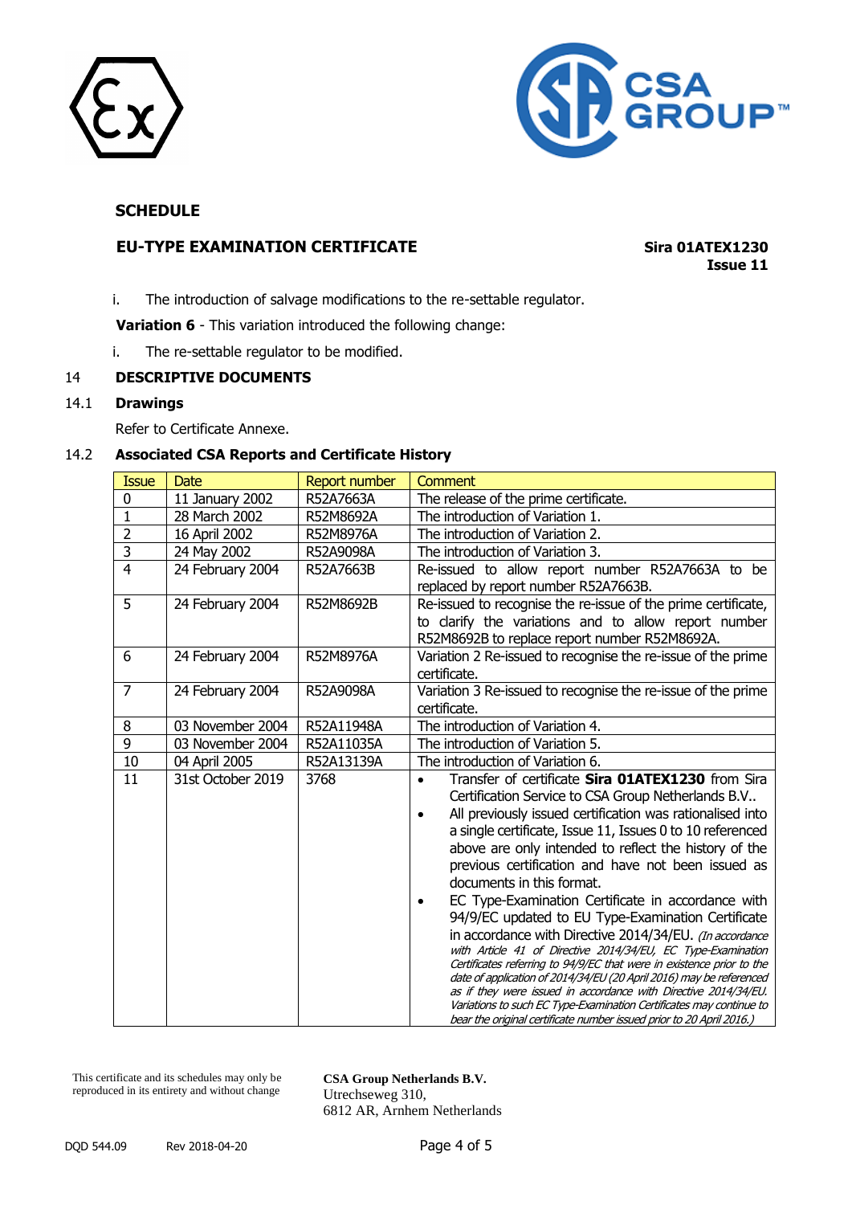## SCHEDULE

## EU-TYPE EXAMINATION CERTIFICATE

**Sira 01ATEX1230**
**Issue 11**

i. The introduction of salvage modifications to the re-settable regulator.

**Variation 6** - This variation introduced the following change:

i. The re-settable regulator to be modified.

## 14 DESCRIPTIVE DOCUMENTS

### 14.1 Drawings

Refer to Certificate Annexe.

### 14.2 Associated CSA Reports and Certificate History

| Issue | Date | Report number | Comment |
|---|---|---|---|
| 0 | 11 January 2002 | R52A7663A | The release of the prime certificate. |
| 1 | 28 March 2002 | R52M8692A | The introduction of Variation 1. |
| 2 | 16 April 2002 | R52M8976A | The introduction of Variation 2. |
| 3 | 24 May 2002 | R52A9098A | The introduction of Variation 3. |
| 4 | 24 February 2004 | R52A7663B | Re-issued to allow report number R52A7663A to be replaced by report number R52A7663B. |
| 5 | 24 February 2004 | R52M8692B | Re-issued to recognise the re-issue of the prime certificate, to clarify the variations and to allow report number R52M8692B to replace report number R52M8692A. |
| 6 | 24 February 2004 | R52M8976A | Variation 2 Re-issued to recognise the re-issue of the prime certificate. |
| 7 | 24 February 2004 | R52A9098A | Variation 3 Re-issued to recognise the re-issue of the prime certificate. |
| 8 | 03 November 2004 | R52A11948A | The introduction of Variation 4. |
| 9 | 03 November 2004 | R52A11035A | The introduction of Variation 5. |
| 10 | 04 April 2005 | R52A13139A | The introduction of Variation 6. |
| 11 | 31st October 2019 | 3768 | • Transfer of certificate **Sira 01ATEX1230** from Sira Certification Service to CSA Group Netherlands B.V..<br>• All previously issued certification was rationalised into a single certificate, Issue 11, Issues 0 to 10 referenced above are only intended to reflect the history of the previous certification and have not been issued as documents in this format.<br>• EC Type-Examination Certificate in accordance with 94/9/EC updated to EU Type-Examination Certificate in accordance with Directive 2014/34/EU. *(In accordance with Article 41 of Directive 2014/34/EU, EC Type-Examination Certificates referring to 94/9/EC that were in existence prior to the date of application of 2014/34/EU (20 April 2016) may be referenced as if they were issued in accordance with Directive 2014/34/EU. Variations to such EC Type-Examination Certificates may continue to bear the original certificate number issued prior to 20 April 2016.)* |

This certificate and its schedules may only be reproduced in its entirety and without change

**CSA Group Netherlands B.V.**
Utrechseweg 310,
6812 AR, Arnhem Netherlands

DQD 544.09 Rev 2018-04-20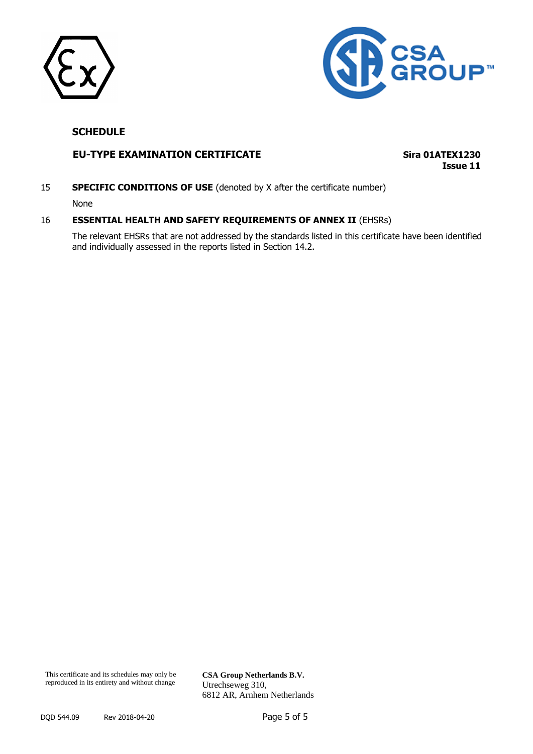## SCHEDULE

**EU-TYPE EXAMINATION CERTIFICATE** **Sira 01ATEX1230**
**Issue 11**

15 **SPECIFIC CONDITIONS OF USE** (denoted by X after the certificate number)

None

16 **ESSENTIAL HEALTH AND SAFETY REQUIREMENTS OF ANNEX II** (EHSRs)

The relevant EHSRs that are not addressed by the standards listed in this certificate have been identified and individually assessed in the reports listed in Section 14.2.

This certificate and its schedules may only be reproduced in its entirety and without change

**CSA Group Netherlands B.V.**
Utrechseweg 310,
6812 AR, Arnhem Netherlands

DQD 544.09 Rev 2018-04-20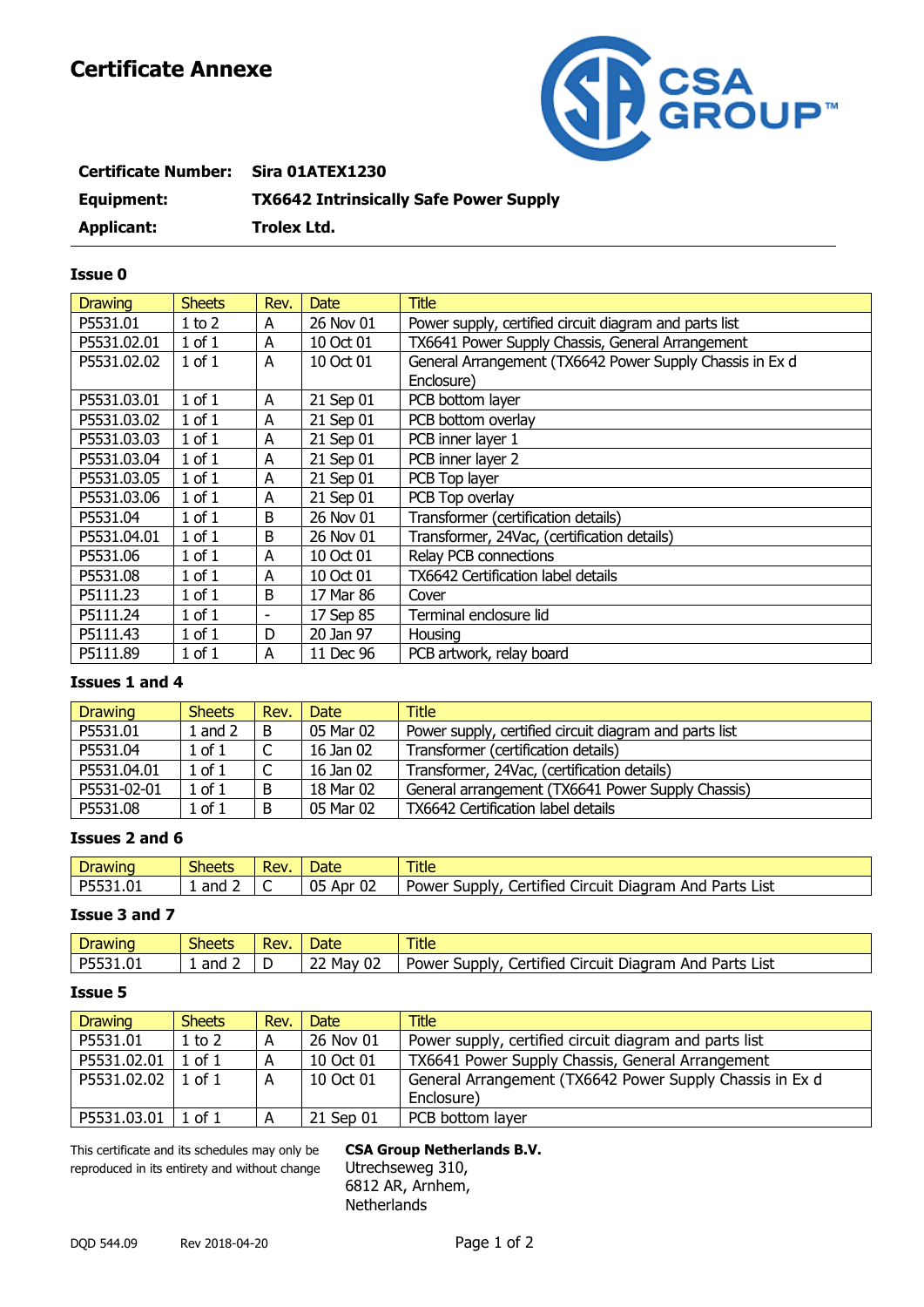# Certificate Annexe

**Certificate Number:** **Sira 01ATEX1230**

**Equipment:** **TX6642 Intrinsically Safe Power Supply**

**Applicant:** **Trolex Ltd.**

### Issue 0

| Drawing | Sheets | Rev. | Date | Title |
|---|---|---|---|---|
| P5531.01 | 1 to 2 | A | 26 Nov 01 | Power supply, certified circuit diagram and parts list |
| P5531.02.01 | 1 of 1 | A | 10 Oct 01 | TX6641 Power Supply Chassis, General Arrangement |
| P5531.02.02 | 1 of 1 | A | 10 Oct 01 | General Arrangement (TX6642 Power Supply Chassis in Ex d Enclosure) |
| P5531.03.01 | 1 of 1 | A | 21 Sep 01 | PCB bottom layer |
| P5531.03.02 | 1 of 1 | A | 21 Sep 01 | PCB bottom overlay |
| P5531.03.03 | 1 of 1 | A | 21 Sep 01 | PCB inner layer 1 |
| P5531.03.04 | 1 of 1 | A | 21 Sep 01 | PCB inner layer 2 |
| P5531.03.05 | 1 of 1 | A | 21 Sep 01 | PCB Top layer |
| P5531.03.06 | 1 of 1 | A | 21 Sep 01 | PCB Top overlay |
| P5531.04 | 1 of 1 | B | 26 Nov 01 | Transformer (certification details) |
| P5531.04.01 | 1 of 1 | B | 26 Nov 01 | Transformer, 24Vac, (certification details) |
| P5531.06 | 1 of 1 | A | 10 Oct 01 | Relay PCB connections |
| P5531.08 | 1 of 1 | A | 10 Oct 01 | TX6642 Certification label details |
| P5111.23 | 1 of 1 | B | 17 Mar 86 | Cover |
| P5111.24 | 1 of 1 | - | 17 Sep 85 | Terminal enclosure lid |
| P5111.43 | 1 of 1 | D | 20 Jan 97 | Housing |
| P5111.89 | 1 of 1 | A | 11 Dec 96 | PCB artwork, relay board |

### Issues 1 and 4

| Drawing | Sheets | Rev. | Date | Title |
|---|---|---|---|---|
| P5531.01 | 1 and 2 | B | 05 Mar 02 | Power supply, certified circuit diagram and parts list |
| P5531.04 | 1 of 1 | C | 16 Jan 02 | Transformer (certification details) |
| P5531.04.01 | 1 of 1 | C | 16 Jan 02 | Transformer, 24Vac, (certification details) |
| P5531-02-01 | 1 of 1 | B | 18 Mar 02 | General arrangement (TX6641 Power Supply Chassis) |
| P5531.08 | 1 of 1 | B | 05 Mar 02 | TX6642 Certification label details |

### Issues 2 and 6

| Drawing | Sheets | Rev. | Date | Title |
|---|---|---|---|---|
| P5531.01 | 1 and 2 | C | 05 Apr 02 | Power Supply, Certified Circuit Diagram And Parts List |

### Issue 3 and 7

| Drawing | Sheets | Rev. | Date | Title |
|---|---|---|---|---|
| P5531.01 | 1 and 2 | D | 22 May 02 | Power Supply, Certified Circuit Diagram And Parts List |

### Issue 5

| Drawing | Sheets | Rev. | Date | Title |
|---|---|---|---|---|
| P5531.01 | 1 to 2 | A | 26 Nov 01 | Power supply, certified circuit diagram and parts list |
| P5531.02.01 | 1 of 1 | A | 10 Oct 01 | TX6641 Power Supply Chassis, General Arrangement |
| P5531.02.02 | 1 of 1 | A | 10 Oct 01 | General Arrangement (TX6642 Power Supply Chassis in Ex d Enclosure) |
| P5531.03.01 | 1 of 1 | A | 21 Sep 01 | PCB bottom layer |

This certificate and its schedules may only be reproduced in its entirety and without change

**CSA Group Netherlands B.V.**
Utrechseweg 310,
6812 AR, Arnhem,
Netherlands

DQD 544.09 Rev 2018-04-20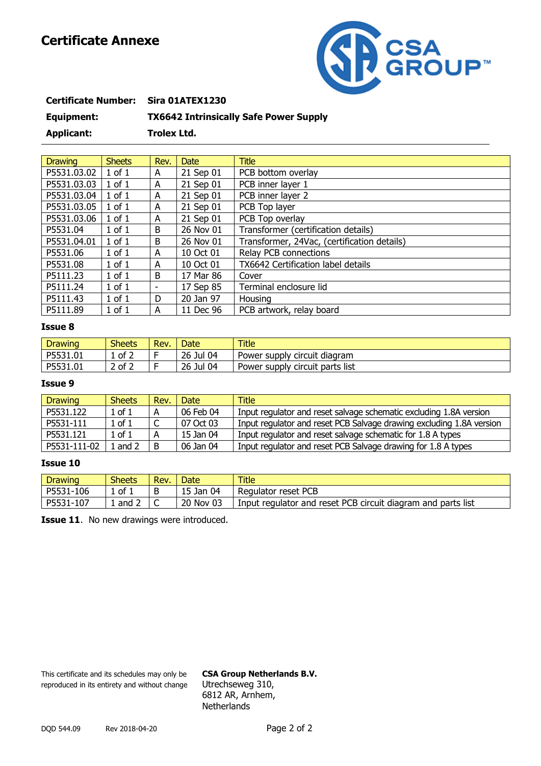## Certificate Annexe

CSA GROUP™

**Certificate Number:** **Sira 01ATEX1230**

**Equipment:** **TX6642 Intrinsically Safe Power Supply**

**Applicant:** **Trolex Ltd.**

| Drawing | Sheets | Rev. | Date | Title |
|---|---|---|---|---|
| P5531.03.02 | 1 of 1 | A | 21 Sep 01 | PCB bottom overlay |
| P5531.03.03 | 1 of 1 | A | 21 Sep 01 | PCB inner layer 1 |
| P5531.03.04 | 1 of 1 | A | 21 Sep 01 | PCB inner layer 2 |
| P5531.03.05 | 1 of 1 | A | 21 Sep 01 | PCB Top layer |
| P5531.03.06 | 1 of 1 | A | 21 Sep 01 | PCB Top overlay |
| P5531.04 | 1 of 1 | B | 26 Nov 01 | Transformer (certification details) |
| P5531.04.01 | 1 of 1 | B | 26 Nov 01 | Transformer, 24Vac, (certification details) |
| P5531.06 | 1 of 1 | A | 10 Oct 01 | Relay PCB connections |
| P5531.08 | 1 of 1 | A | 10 Oct 01 | TX6642 Certification label details |
| P5111.23 | 1 of 1 | B | 17 Mar 86 | Cover |
| P5111.24 | 1 of 1 | - | 17 Sep 85 | Terminal enclosure lid |
| P5111.43 | 1 of 1 | D | 20 Jan 97 | Housing |
| P5111.89 | 1 of 1 | A | 11 Dec 96 | PCB artwork, relay board |

**Issue 8**

| Drawing | Sheets | Rev. | Date | Title |
|---|---|---|---|---|
| P5531.01 | 1 of 2 | F | 26 Jul 04 | Power supply circuit diagram |
| P5531.01 | 2 of 2 | F | 26 Jul 04 | Power supply circuit parts list |

**Issue 9**

| Drawing | Sheets | Rev. | Date | Title |
|---|---|---|---|---|
| P5531.122 | 1 of 1 | A | 06 Feb 04 | Input regulator and reset salvage schematic excluding 1.8A version |
| P5531-111 | 1 of 1 | C | 07 Oct 03 | Input regulator and reset PCB Salvage drawing excluding 1.8A version |
| P5531.121 | 1 of 1 | A | 15 Jan 04 | Input regulator and reset salvage schematic for 1.8 A types |
| P5531-111-02 | 1 and 2 | B | 06 Jan 04 | Input regulator and reset PCB Salvage drawing for 1.8 A types |

**Issue 10**

| Drawing | Sheets | Rev. | Date | Title |
|---|---|---|---|---|
| P5531-106 | 1 of 1 | B | 15 Jan 04 | Regulator reset PCB |
| P5531-107 | 1 and 2 | C | 20 Nov 03 | Input regulator and reset PCB circuit diagram and parts list |

**Issue 11**. No new drawings were introduced.

This certificate and its schedules may only be reproduced in its entirety and without change

**CSA Group Netherlands B.V.**
Utrechseweg 310,
6812 AR, Arnhem,
Netherlands

DQD 544.09 Rev 2018-04-20